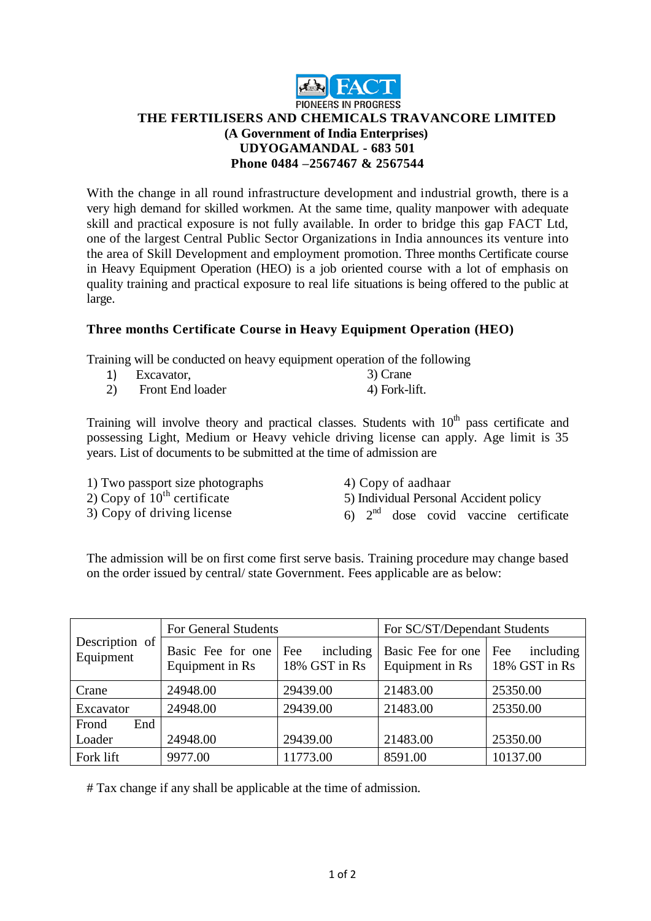FACT

PIONEERS IN PROGRESS

**THE FERTILISERS AND CHEMICALS TRAVANCORE LIMITED**
**(A Government of India Enterprises)**
**UDYOGAMANDAL - 683 501**
**Phone 0484 –2567467 & 2567544**

With the change in all round infrastructure development and industrial growth, there is a very high demand for skilled workmen. At the same time, quality manpower with adequate skill and practical exposure is not fully available. In order to bridge this gap FACT Ltd, one of the largest Central Public Sector Organizations in India announces its venture into the area of Skill Development and employment promotion. Three months Certificate course in Heavy Equipment Operation (HEO) is a job oriented course with a lot of emphasis on quality training and practical exposure to real life situations is being offered to the public at large.

**Three months Certificate Course in Heavy Equipment Operation (HEO)**

Training will be conducted on heavy equipment operation of the following

1) Excavator,
2) Front End loader
3) Crane
4) Fork-lift.

Training will involve theory and practical classes. Students with 10th pass certificate and possessing Light, Medium or Heavy vehicle driving license can apply. Age limit is 35 years. List of documents to be submitted at the time of admission are

1) Two passport size photographs
2) Copy of 10th certificate
3) Copy of driving license
4) Copy of aadhaar
5) Individual Personal Accident policy
6) 2nd dose covid vaccine certificate

The admission will be on first come first serve basis. Training procedure may change based on the order issued by central/ state Government. Fees applicable are as below:

| Description of Equipment | For General Students | | For SC/ST/Dependant Students | |
|---|---|---|---|---|
| | Basic Fee for one Equipment in Rs | Fee including 18% GST in Rs | Basic Fee for one Equipment in Rs | Fee including 18% GST in Rs |
| Crane | 24948.00 | 29439.00 | 21483.00 | 25350.00 |
| Excavator | 24948.00 | 29439.00 | 21483.00 | 25350.00 |
| Frond End Loader | 24948.00 | 29439.00 | 21483.00 | 25350.00 |
| Fork lift | 9977.00 | 11773.00 | 8591.00 | 10137.00 |

# Tax change if any shall be applicable at the time of admission.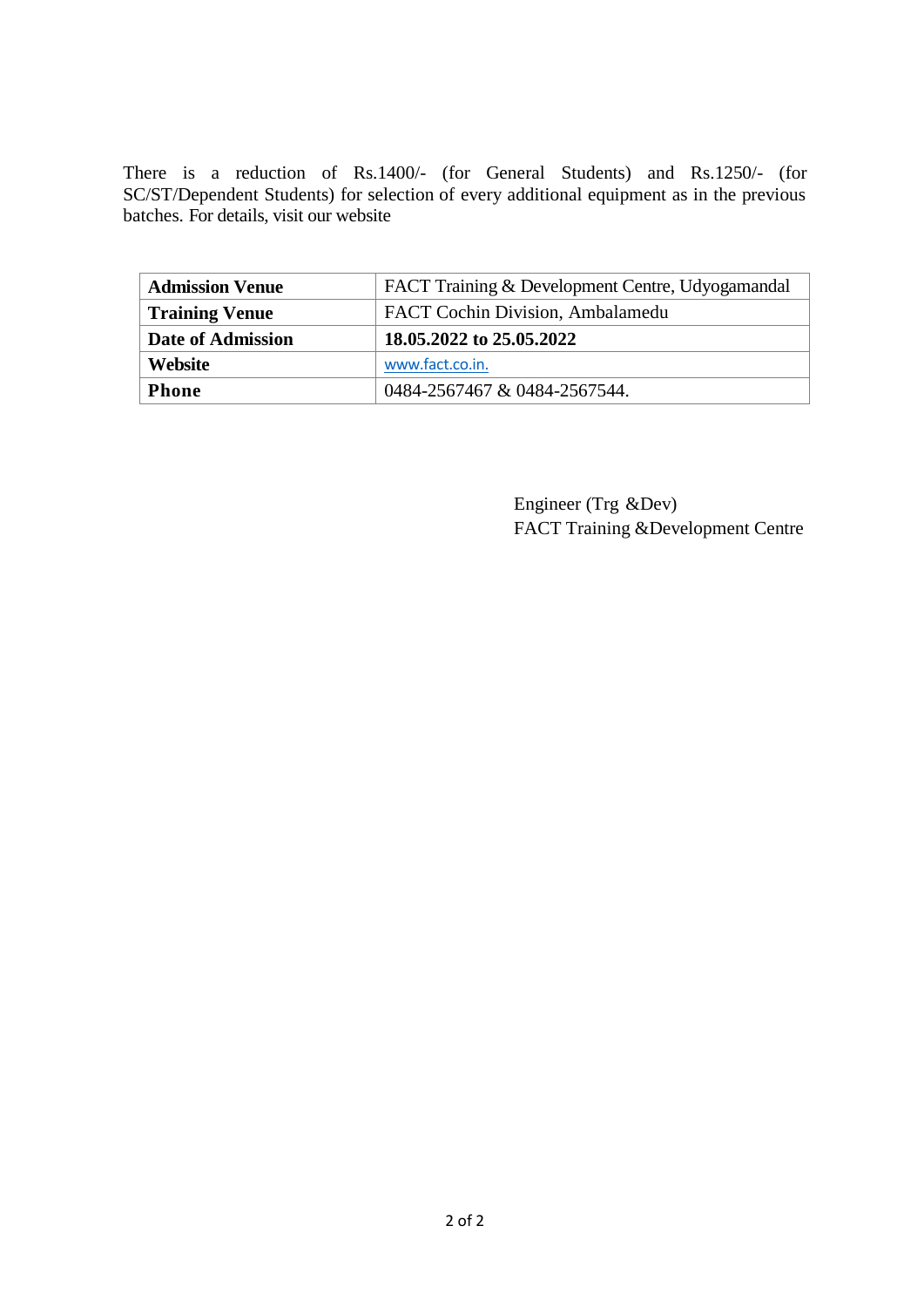There is a reduction of Rs.1400/- (for General Students) and Rs.1250/- (for SC/ST/Dependent Students) for selection of every additional equipment as in the previous batches. For details, visit our website

| | |
|---|---|
| **Admission Venue** | FACT Training & Development Centre, Udyogamandal |
| **Training Venue** | FACT Cochin Division, Ambalamedu |
| **Date of Admission** | **18.05.2022 to 25.05.2022** |
| **Website** | www.fact.co.in. |
| **Phone** | 0484-2567467 & 0484-2567544. |

Engineer (Trg &Dev)
FACT Training &Development Centre